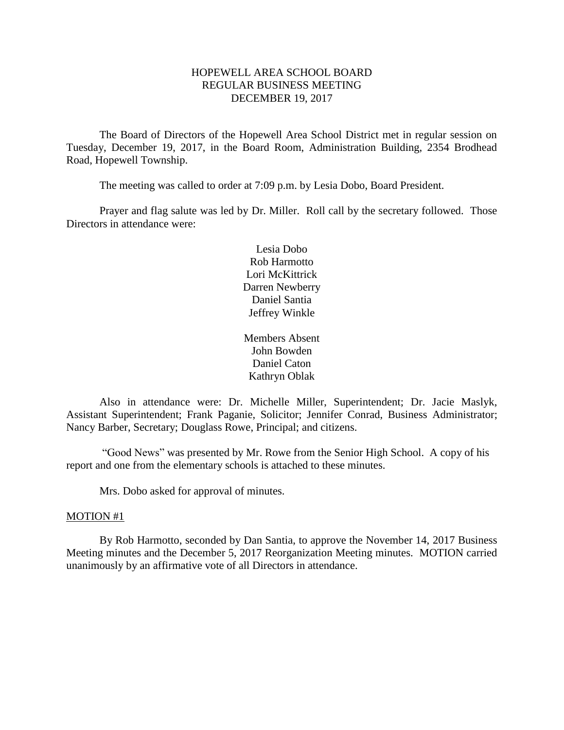# HOPEWELL AREA SCHOOL BOARD
## REGULAR BUSINESS MEETING
## DECEMBER 19, 2017

The Board of Directors of the Hopewell Area School District met in regular session on Tuesday, December 19, 2017, in the Board Room, Administration Building, 2354 Brodhead Road, Hopewell Township.

The meeting was called to order at 7:09 p.m. by Lesia Dobo, Board President.

Prayer and flag salute was led by Dr. Miller. Roll call by the secretary followed. Those Directors in attendance were:

Lesia Dobo
Rob Harmotto
Lori McKittrick
Darren Newberry
Daniel Santia
Jeffrey Winkle

Members Absent
John Bowden
Daniel Caton
Kathryn Oblak

Also in attendance were: Dr. Michelle Miller, Superintendent; Dr. Jacie Maslyk, Assistant Superintendent; Frank Paganie, Solicitor; Jennifer Conrad, Business Administrator; Nancy Barber, Secretary; Douglass Rowe, Principal; and citizens.

"Good News" was presented by Mr. Rowe from the Senior High School. A copy of his report and one from the elementary schools is attached to these minutes.

Mrs. Dobo asked for approval of minutes.

MOTION #1

By Rob Harmotto, seconded by Dan Santia, to approve the November 14, 2017 Business Meeting minutes and the December 5, 2017 Reorganization Meeting minutes. MOTION carried unanimously by an affirmative vote of all Directors in attendance.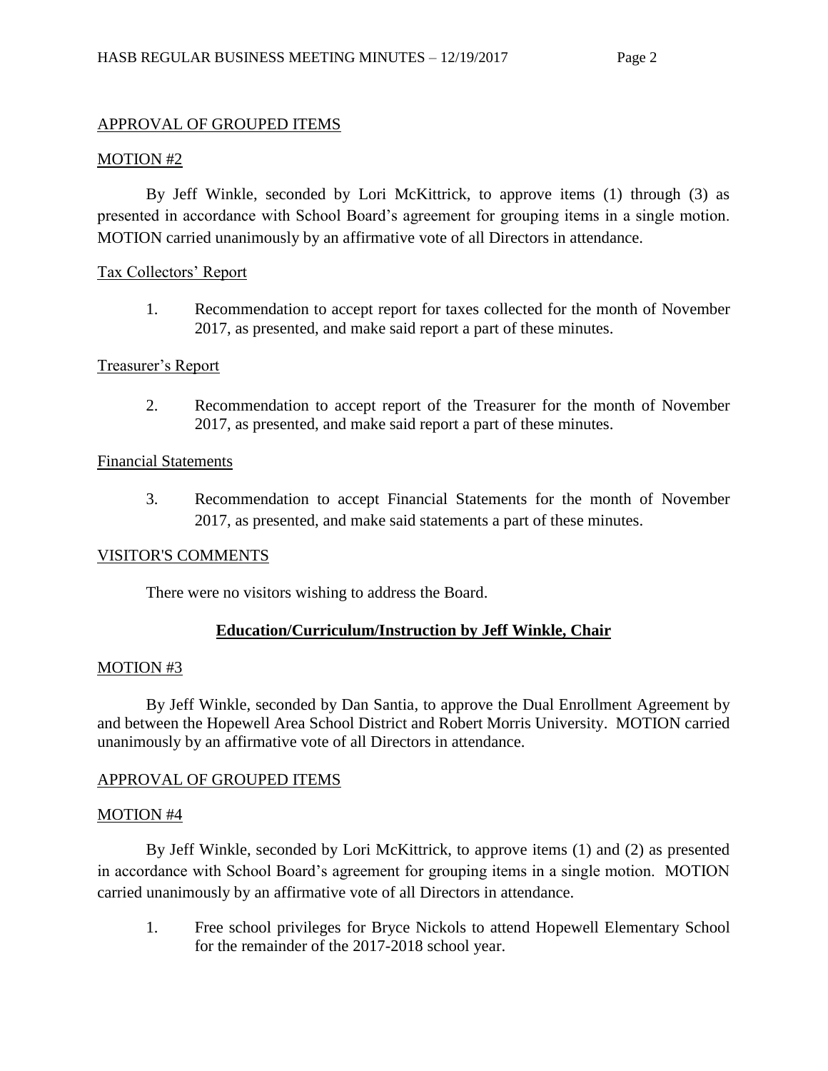APPROVAL OF GROUPED ITEMS

MOTION #2

By Jeff Winkle, seconded by Lori McKittrick, to approve items (1) through (3) as presented in accordance with School Board's agreement for grouping items in a single motion. MOTION carried unanimously by an affirmative vote of all Directors in attendance.

Tax Collectors' Report

1. Recommendation to accept report for taxes collected for the month of November 2017, as presented, and make said report a part of these minutes.

Treasurer's Report

2. Recommendation to accept report of the Treasurer for the month of November 2017, as presented, and make said report a part of these minutes.

Financial Statements

3. Recommendation to accept Financial Statements for the month of November 2017, as presented, and make said statements a part of these minutes.

VISITOR'S COMMENTS

There were no visitors wishing to address the Board.

**Education/Curriculum/Instruction by Jeff Winkle, Chair**

MOTION #3

By Jeff Winkle, seconded by Dan Santia, to approve the Dual Enrollment Agreement by and between the Hopewell Area School District and Robert Morris University. MOTION carried unanimously by an affirmative vote of all Directors in attendance.

APPROVAL OF GROUPED ITEMS

MOTION #4

By Jeff Winkle, seconded by Lori McKittrick, to approve items (1) and (2) as presented in accordance with School Board's agreement for grouping items in a single motion. MOTION carried unanimously by an affirmative vote of all Directors in attendance.

1. Free school privileges for Bryce Nickols to attend Hopewell Elementary School for the remainder of the 2017-2018 school year.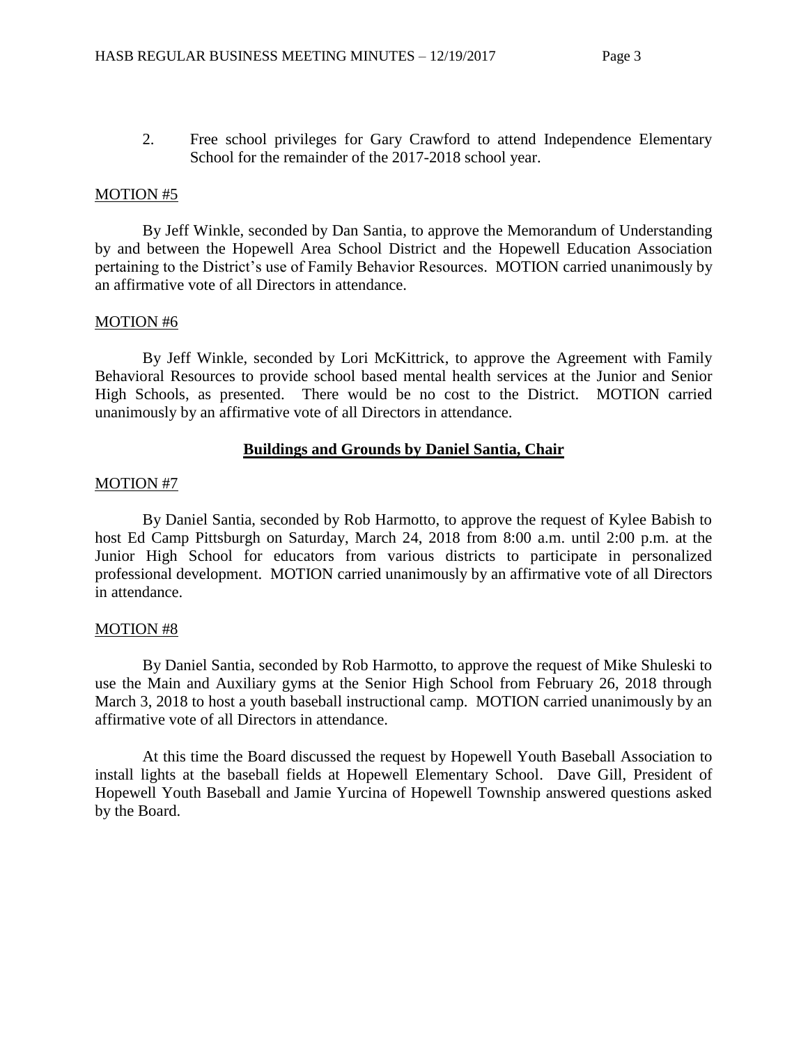2. Free school privileges for Gary Crawford to attend Independence Elementary School for the remainder of the 2017-2018 school year.

MOTION #5

By Jeff Winkle, seconded by Dan Santia, to approve the Memorandum of Understanding by and between the Hopewell Area School District and the Hopewell Education Association pertaining to the District's use of Family Behavior Resources. MOTION carried unanimously by an affirmative vote of all Directors in attendance.

MOTION #6

By Jeff Winkle, seconded by Lori McKittrick, to approve the Agreement with Family Behavioral Resources to provide school based mental health services at the Junior and Senior High Schools, as presented. There would be no cost to the District. MOTION carried unanimously by an affirmative vote of all Directors in attendance.

## Buildings and Grounds by Daniel Santia, Chair

MOTION #7

By Daniel Santia, seconded by Rob Harmotto, to approve the request of Kylee Babish to host Ed Camp Pittsburgh on Saturday, March 24, 2018 from 8:00 a.m. until 2:00 p.m. at the Junior High School for educators from various districts to participate in personalized professional development. MOTION carried unanimously by an affirmative vote of all Directors in attendance.

MOTION #8

By Daniel Santia, seconded by Rob Harmotto, to approve the request of Mike Shuleski to use the Main and Auxiliary gyms at the Senior High School from February 26, 2018 through March 3, 2018 to host a youth baseball instructional camp. MOTION carried unanimously by an affirmative vote of all Directors in attendance.

At this time the Board discussed the request by Hopewell Youth Baseball Association to install lights at the baseball fields at Hopewell Elementary School. Dave Gill, President of Hopewell Youth Baseball and Jamie Yurcina of Hopewell Township answered questions asked by the Board.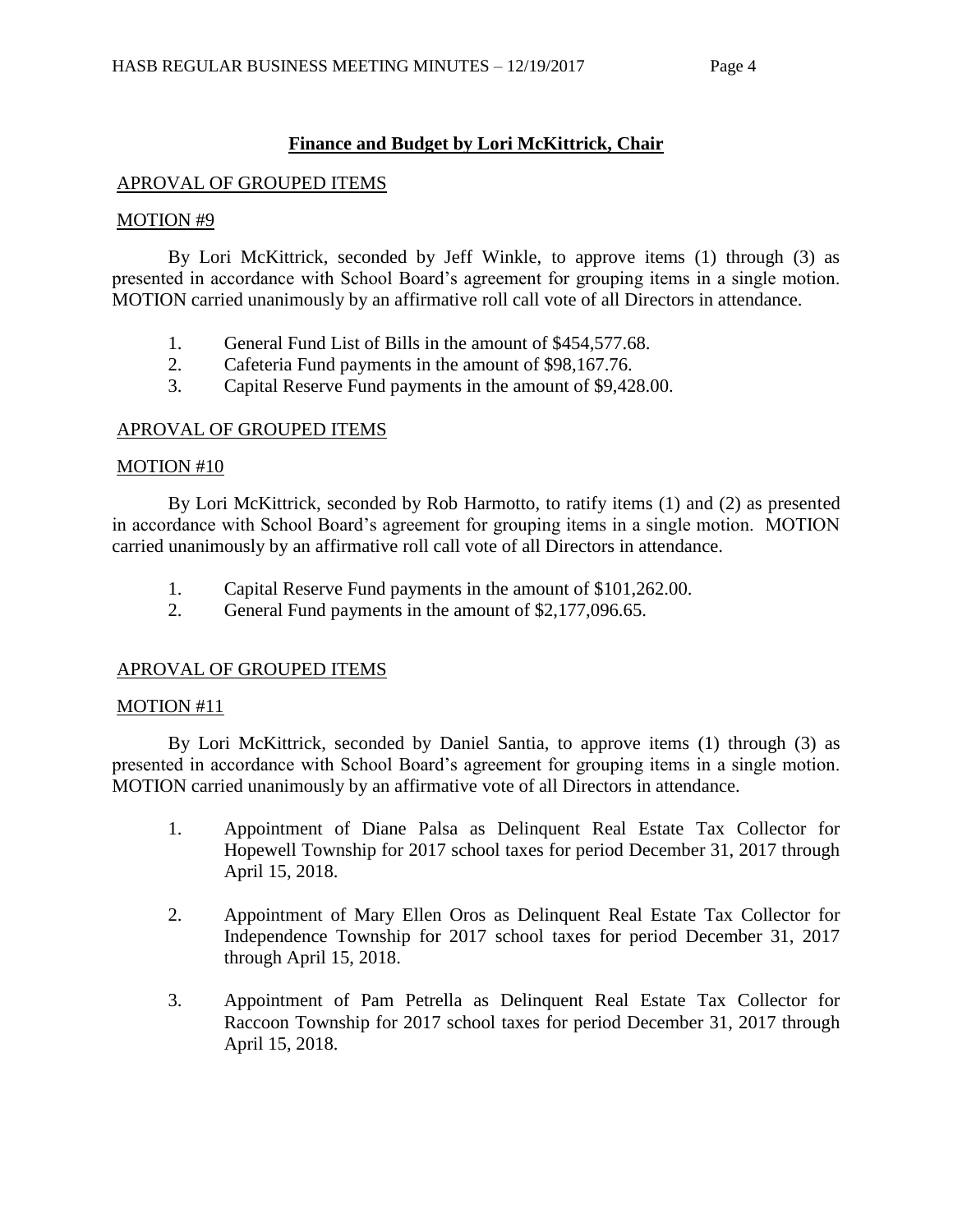## **Finance and Budget by Lori McKittrick, Chair**

APROVAL OF GROUPED ITEMS

MOTION #9

By Lori McKittrick, seconded by Jeff Winkle, to approve items (1) through (3) as presented in accordance with School Board's agreement for grouping items in a single motion. MOTION carried unanimously by an affirmative roll call vote of all Directors in attendance.

1. General Fund List of Bills in the amount of $454,577.68.
2. Cafeteria Fund payments in the amount of $98,167.76.
3. Capital Reserve Fund payments in the amount of $9,428.00.

APROVAL OF GROUPED ITEMS

MOTION #10

By Lori McKittrick, seconded by Rob Harmotto, to ratify items (1) and (2) as presented in accordance with School Board's agreement for grouping items in a single motion. MOTION carried unanimously by an affirmative roll call vote of all Directors in attendance.

1. Capital Reserve Fund payments in the amount of $101,262.00.
2. General Fund payments in the amount of $2,177,096.65.

APROVAL OF GROUPED ITEMS

MOTION #11

By Lori McKittrick, seconded by Daniel Santia, to approve items (1) through (3) as presented in accordance with School Board's agreement for grouping items in a single motion. MOTION carried unanimously by an affirmative vote of all Directors in attendance.

1. Appointment of Diane Palsa as Delinquent Real Estate Tax Collector for Hopewell Township for 2017 school taxes for period December 31, 2017 through April 15, 2018.

2. Appointment of Mary Ellen Oros as Delinquent Real Estate Tax Collector for Independence Township for 2017 school taxes for period December 31, 2017 through April 15, 2018.

3. Appointment of Pam Petrella as Delinquent Real Estate Tax Collector for Raccoon Township for 2017 school taxes for period December 31, 2017 through April 15, 2018.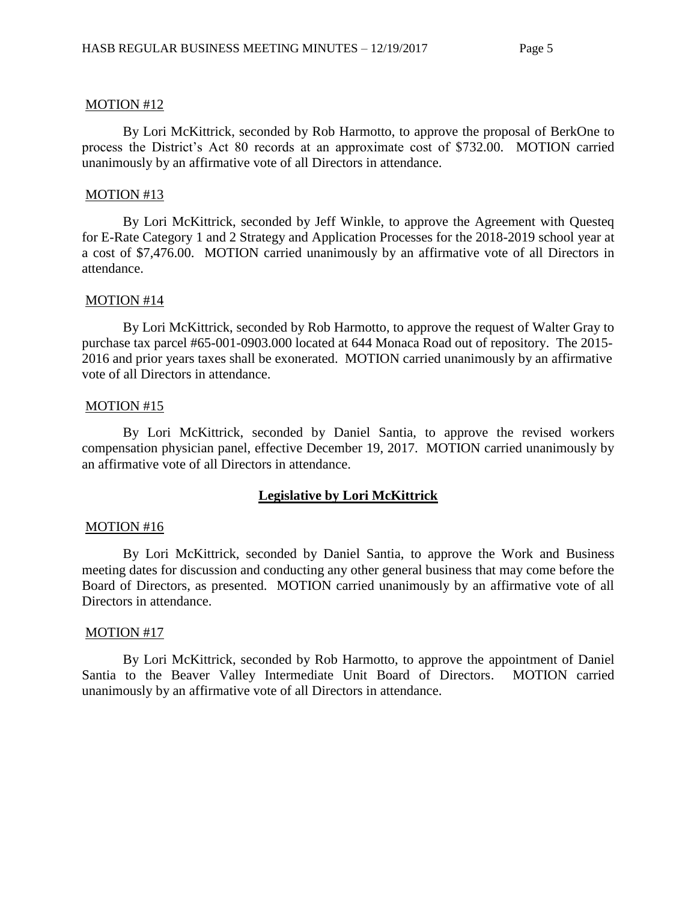MOTION #12

By Lori McKittrick, seconded by Rob Harmotto, to approve the proposal of BerkOne to process the District's Act 80 records at an approximate cost of $732.00. MOTION carried unanimously by an affirmative vote of all Directors in attendance.

MOTION #13

By Lori McKittrick, seconded by Jeff Winkle, to approve the Agreement with Questeq for E-Rate Category 1 and 2 Strategy and Application Processes for the 2018-2019 school year at a cost of $7,476.00. MOTION carried unanimously by an affirmative vote of all Directors in attendance.

MOTION #14

By Lori McKittrick, seconded by Rob Harmotto, to approve the request of Walter Gray to purchase tax parcel #65-001-0903.000 located at 644 Monaca Road out of repository. The 2015-2016 and prior years taxes shall be exonerated. MOTION carried unanimously by an affirmative vote of all Directors in attendance.

MOTION #15

By Lori McKittrick, seconded by Daniel Santia, to approve the revised workers compensation physician panel, effective December 19, 2017. MOTION carried unanimously by an affirmative vote of all Directors in attendance.

## Legislative by Lori McKittrick

MOTION #16

By Lori McKittrick, seconded by Daniel Santia, to approve the Work and Business meeting dates for discussion and conducting any other general business that may come before the Board of Directors, as presented. MOTION carried unanimously by an affirmative vote of all Directors in attendance.

MOTION #17

By Lori McKittrick, seconded by Rob Harmotto, to approve the appointment of Daniel Santia to the Beaver Valley Intermediate Unit Board of Directors. MOTION carried unanimously by an affirmative vote of all Directors in attendance.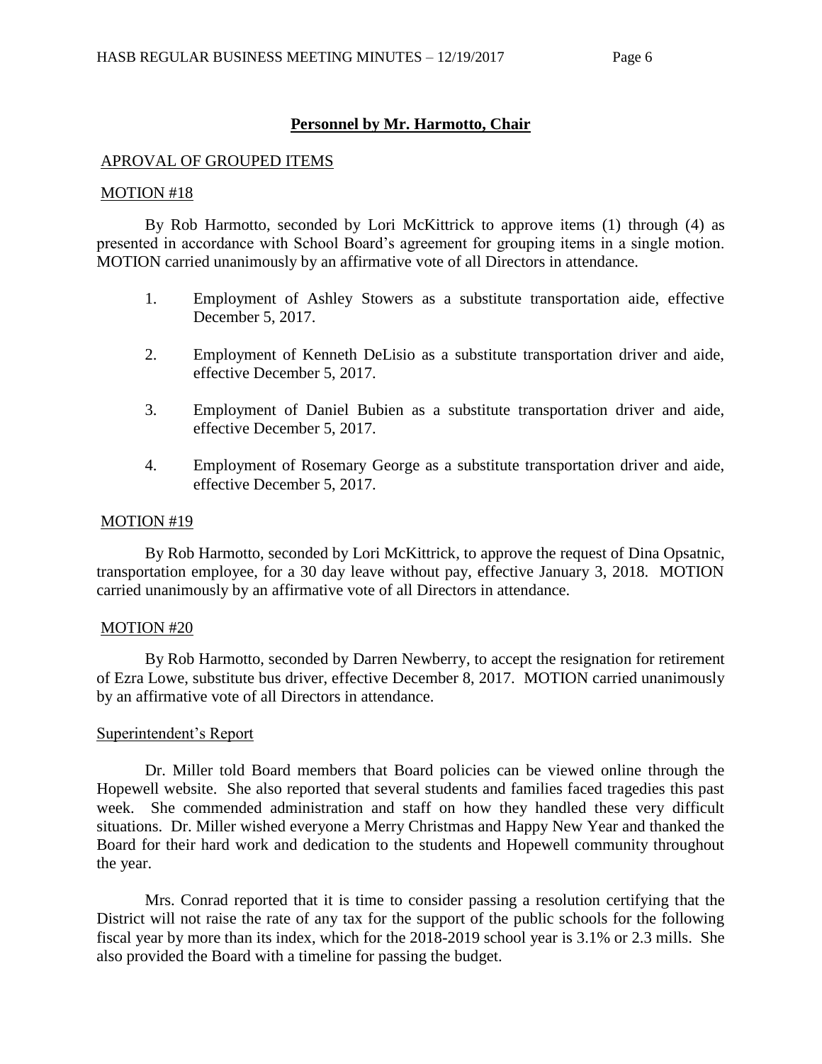## Personnel by Mr. Harmotto, Chair

APROVAL OF GROUPED ITEMS

MOTION #18

By Rob Harmotto, seconded by Lori McKittrick to approve items (1) through (4) as presented in accordance with School Board's agreement for grouping items in a single motion. MOTION carried unanimously by an affirmative vote of all Directors in attendance.

1. Employment of Ashley Stowers as a substitute transportation aide, effective December 5, 2017.

2. Employment of Kenneth DeLisio as a substitute transportation driver and aide, effective December 5, 2017.

3. Employment of Daniel Bubien as a substitute transportation driver and aide, effective December 5, 2017.

4. Employment of Rosemary George as a substitute transportation driver and aide, effective December 5, 2017.

MOTION #19

By Rob Harmotto, seconded by Lori McKittrick, to approve the request of Dina Opsatnic, transportation employee, for a 30 day leave without pay, effective January 3, 2018. MOTION carried unanimously by an affirmative vote of all Directors in attendance.

MOTION #20

By Rob Harmotto, seconded by Darren Newberry, to accept the resignation for retirement of Ezra Lowe, substitute bus driver, effective December 8, 2017. MOTION carried unanimously by an affirmative vote of all Directors in attendance.

Superintendent's Report

Dr. Miller told Board members that Board policies can be viewed online through the Hopewell website. She also reported that several students and families faced tragedies this past week. She commended administration and staff on how they handled these very difficult situations. Dr. Miller wished everyone a Merry Christmas and Happy New Year and thanked the Board for their hard work and dedication to the students and Hopewell community throughout the year.

Mrs. Conrad reported that it is time to consider passing a resolution certifying that the District will not raise the rate of any tax for the support of the public schools for the following fiscal year by more than its index, which for the 2018-2019 school year is 3.1% or 2.3 mills. She also provided the Board with a timeline for passing the budget.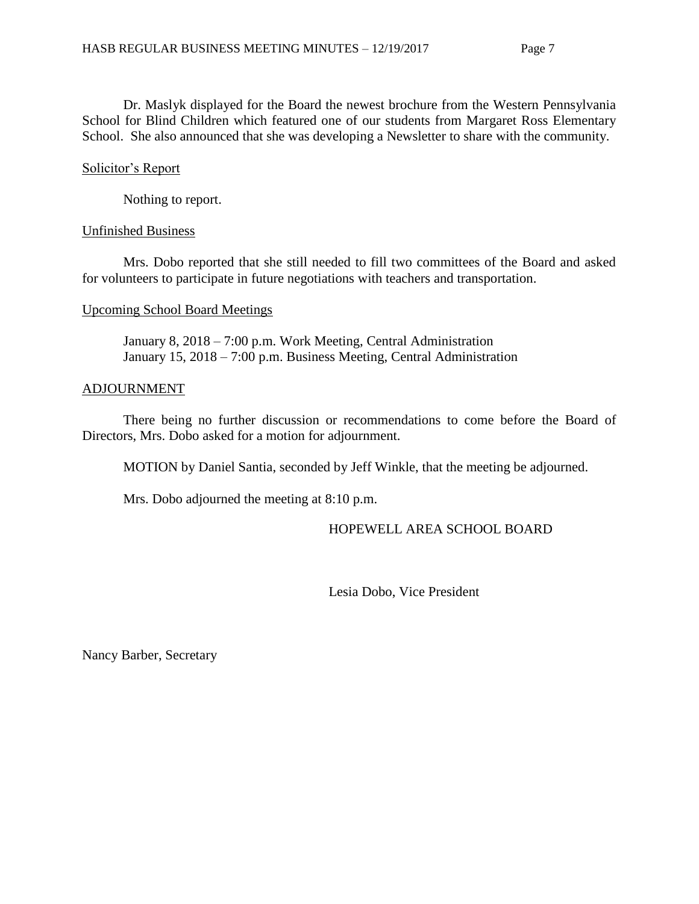Dr. Maslyk displayed for the Board the newest brochure from the Western Pennsylvania School for Blind Children which featured one of our students from Margaret Ross Elementary School. She also announced that she was developing a Newsletter to share with the community.

Solicitor's Report

Nothing to report.

Unfinished Business

Mrs. Dobo reported that she still needed to fill two committees of the Board and asked for volunteers to participate in future negotiations with teachers and transportation.

Upcoming School Board Meetings

January 8, 2018 – 7:00 p.m. Work Meeting, Central Administration
January 15, 2018 – 7:00 p.m. Business Meeting, Central Administration

ADJOURNMENT

There being no further discussion or recommendations to come before the Board of Directors, Mrs. Dobo asked for a motion for adjournment.

MOTION by Daniel Santia, seconded by Jeff Winkle, that the meeting be adjourned.

Mrs. Dobo adjourned the meeting at 8:10 p.m.

HOPEWELL AREA SCHOOL BOARD

Lesia Dobo, Vice President

Nancy Barber, Secretary